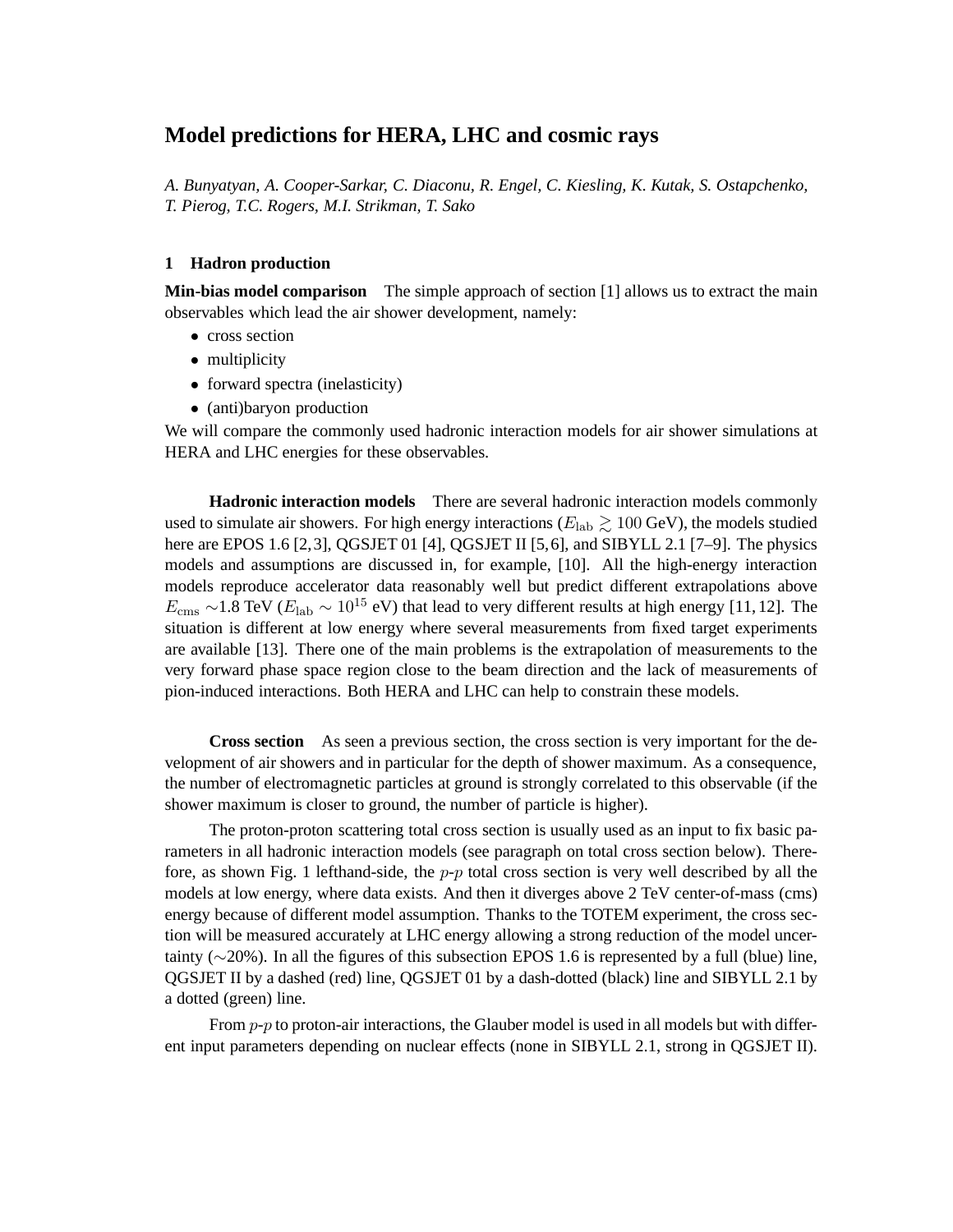# Model predictions for HERA, LHC and cosmic rays

*A. Bunyatyan, A. Cooper-Sarkar, C. Diaconu, R. Engel, C. Kiesling, K. Kutak, S. Ostapchenko, T. Pierog, T.C. Rogers, M.I. Strikman, T. Sako*

## 1 Hadron production

**Min-bias model comparison** The simple approach of section [1] allows us to extract the main observables which lead the air shower development, namely:

- cross section
- multiplicity
- forward spectra (inelasticity)
- (anti)baryon production

We will compare the commonly used hadronic interaction models for air shower simulations at HERA and LHC energies for these observables.

**Hadronic interaction models** There are several hadronic interaction models commonly used to simulate air showers. For high energy interactions ($E_{\rm lab} \gtrsim 100$ GeV), the models studied here are EPOS 1.6 [2,3], QGSJET 01 [4], QGSJET II [5,6], and SIBYLL 2.1 [7–9]. The physics models and assumptions are discussed in, for example, [10]. All the high-energy interaction models reproduce accelerator data reasonably well but predict different extrapolations above $E_{\rm cms}$ ~1.8 TeV ($E_{\rm lab} \sim 10^{15}$ eV) that lead to very different results at high energy [11,12]. The situation is different at low energy where several measurements from fixed target experiments are available [13]. There one of the main problems is the extrapolation of measurements to the very forward phase space region close to the beam direction and the lack of measurements of pion-induced interactions. Both HERA and LHC can help to constrain these models.

**Cross section** As seen a previous section, the cross section is very important for the development of air showers and in particular for the depth of shower maximum. As a consequence, the number of electromagnetic particles at ground is strongly correlated to this observable (if the shower maximum is closer to ground, the number of particle is higher).

The proton-proton scattering total cross section is usually used as an input to fix basic parameters in all hadronic interaction models (see paragraph on total cross section below). Therefore, as shown Fig. 1 lefthand-side, the $p$-$p$ total cross section is very well described by all the models at low energy, where data exists. And then it diverges above 2 TeV center-of-mass (cms) energy because of different model assumption. Thanks to the TOTEM experiment, the cross section will be measured accurately at LHC energy allowing a strong reduction of the model uncertainty (~20%). In all the figures of this subsection EPOS 1.6 is represented by a full (blue) line, QGSJET II by a dashed (red) line, QGSJET 01 by a dash-dotted (black) line and SIBYLL 2.1 by a dotted (green) line.

From $p$-$p$ to proton-air interactions, the Glauber model is used in all models but with different input parameters depending on nuclear effects (none in SIBYLL 2.1, strong in QGSJET II).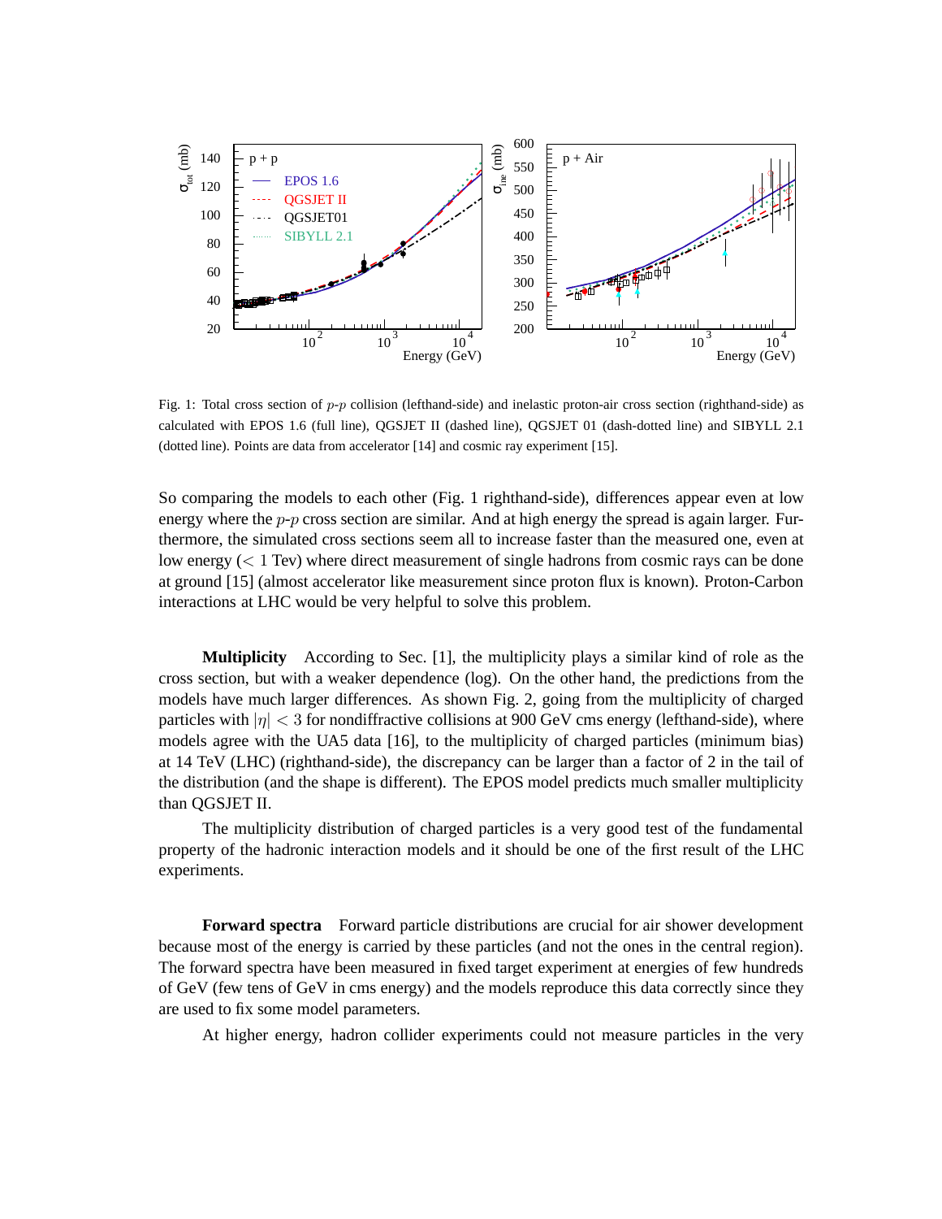Fig. 1: Total cross section of $p$-$p$ collision (lefthand-side) and inelastic proton-air cross section (righthand-side) as calculated with EPOS 1.6 (full line), QGSJET II (dashed line), QGSJET 01 (dash-dotted line) and SIBYLL 2.1 (dotted line). Points are data from accelerator [14] and cosmic ray experiment [15].

So comparing the models to each other (Fig. 1 righthand-side), differences appear even at low energy where the $p$-$p$ cross section are similar. And at high energy the spread is again larger. Furthermore, the simulated cross sections seem all to increase faster than the measured one, even at low energy ($< 1$ Tev) where direct measurement of single hadrons from cosmic rays can be done at ground [15] (almost accelerator like measurement since proton flux is known). Proton-Carbon interactions at LHC would be very helpful to solve this problem.

**Multiplicity** According to Sec. [1], the multiplicity plays a similar kind of role as the cross section, but with a weaker dependence (log). On the other hand, the predictions from the models have much larger differences. As shown Fig. 2, going from the multiplicity of charged particles with $|\eta| < 3$ for nondiffractive collisions at 900 GeV cms energy (lefthand-side), where models agree with the UA5 data [16], to the multiplicity of charged particles (minimum bias) at 14 TeV (LHC) (righthand-side), the discrepancy can be larger than a factor of 2 in the tail of the distribution (and the shape is different). The EPOS model predicts much smaller multiplicity than QGSJET II.

The multiplicity distribution of charged particles is a very good test of the fundamental property of the hadronic interaction models and it should be one of the first result of the LHC experiments.

**Forward spectra** Forward particle distributions are crucial for air shower development because most of the energy is carried by these particles (and not the ones in the central region). The forward spectra have been measured in fixed target experiment at energies of few hundreds of GeV (few tens of GeV in cms energy) and the models reproduce this data correctly since they are used to fix some model parameters.

At higher energy, hadron collider experiments could not measure particles in the very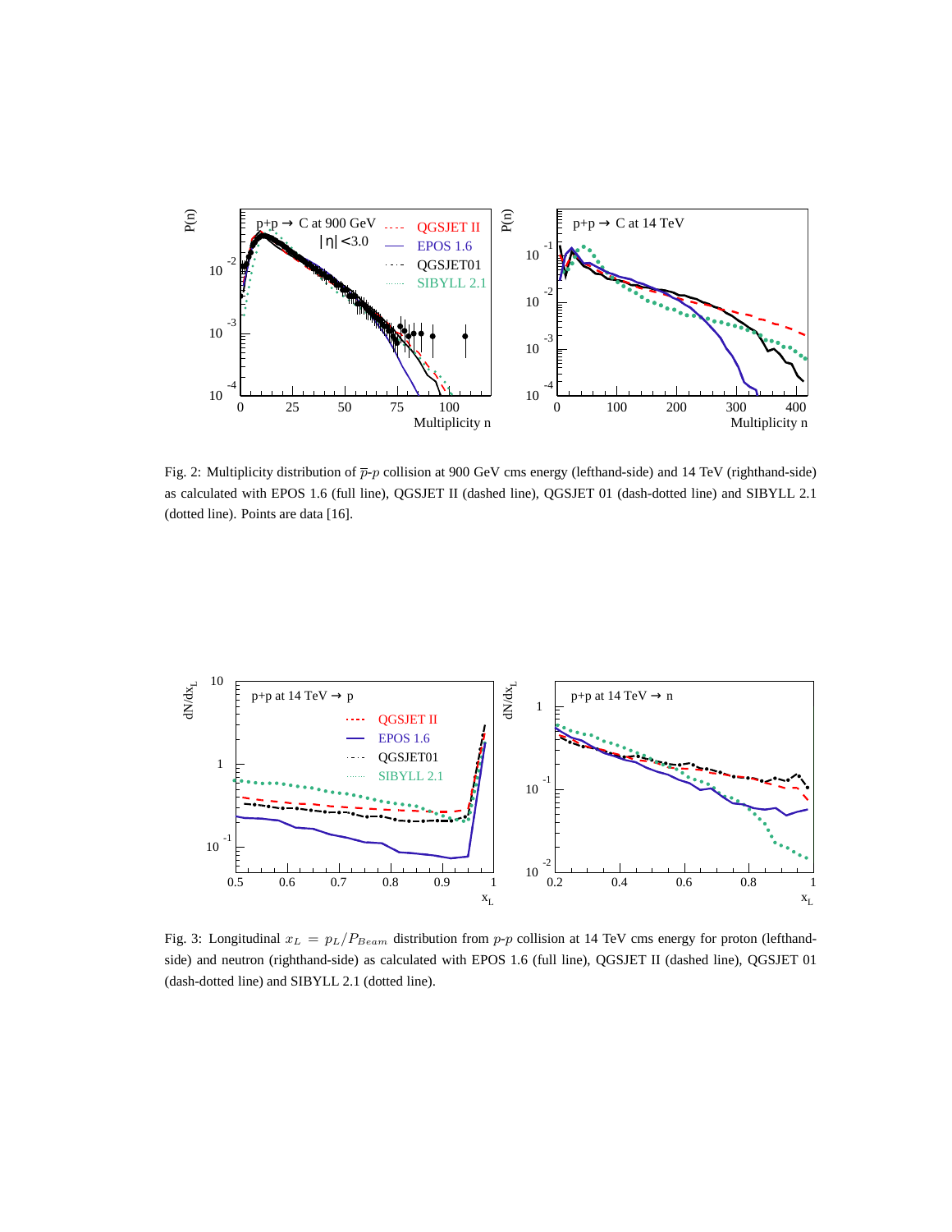Fig. 2: Multiplicity distribution of $\overline{p}$-$p$ collision at 900 GeV cms energy (lefthand-side) and 14 TeV (righthand-side) as calculated with EPOS 1.6 (full line), QGSJET II (dashed line), QGSJET 01 (dash-dotted line) and SIBYLL 2.1 (dotted line). Points are data [16].

Fig. 3: Longitudinal $x_L = p_L/P_{Beam}$ distribution from $p$-$p$ collision at 14 TeV cms energy for proton (lefthand-side) and neutron (righthand-side) as calculated with EPOS 1.6 (full line), QGSJET II (dashed line), QGSJET 01 (dash-dotted line) and SIBYLL 2.1 (dotted line).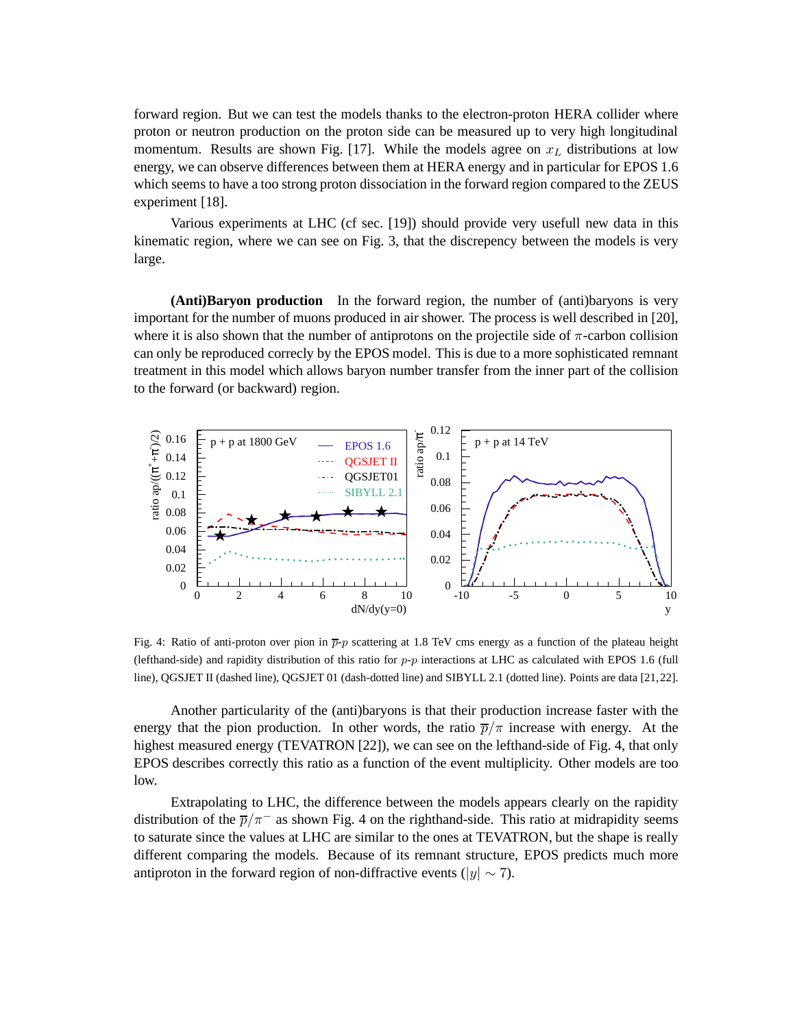forward region. But we can test the models thanks to the electron-proton HERA collider where proton or neutron production on the proton side can be measured up to very high longitudinal momentum. Results are shown Fig. [17]. While the models agree on $x_L$ distributions at low energy, we can observe differences between them at HERA energy and in particular for EPOS 1.6 which seems to have a too strong proton dissociation in the forward region compared to the ZEUS experiment [18].

Various experiments at LHC (cf sec. [19]) should provide very usefull new data in this kinematic region, where we can see on Fig. 3, that the discrepency between the models is very large.

**(Anti)Baryon production** In the forward region, the number of (anti)baryons is very important for the number of muons produced in air shower. The process is well described in [20], where it is also shown that the number of antiprotons on the projectile side of $\pi$-carbon collision can only be reproduced correcly by the EPOS model. This is due to a more sophisticated remnant treatment in this model which allows baryon number transfer from the inner part of the collision to the forward (or backward) region.

Fig. 4: Ratio of anti-proton over pion in $\overline{p}$-$p$ scattering at 1.8 TeV cms energy as a function of the plateau height (lefthand-side) and rapidity distribution of this ratio for $p$-$p$ interactions at LHC as calculated with EPOS 1.6 (full line), QGSJET II (dashed line), QGSJET 01 (dash-dotted line) and SIBYLL 2.1 (dotted line). Points are data [21,22].

Another particularity of the (anti)baryons is that their production increase faster with the energy that the pion production. In other words, the ratio $\overline{p}/\pi$ increase with energy. At the highest measured energy (TEVATRON [22]), we can see on the lefthand-side of Fig. 4, that only EPOS describes correctly this ratio as a function of the event multiplicity. Other models are too low.

Extrapolating to LHC, the difference between the models appears clearly on the rapidity distribution of the $\overline{p}/\pi^-$ as shown Fig. 4 on the righthand-side. This ratio at midrapidity seems to saturate since the values at LHC are similar to the ones at TEVATRON, but the shape is really different comparing the models. Because of its remnant structure, EPOS predicts much more antiproton in the forward region of non-diffractive events ($|y| \sim 7$).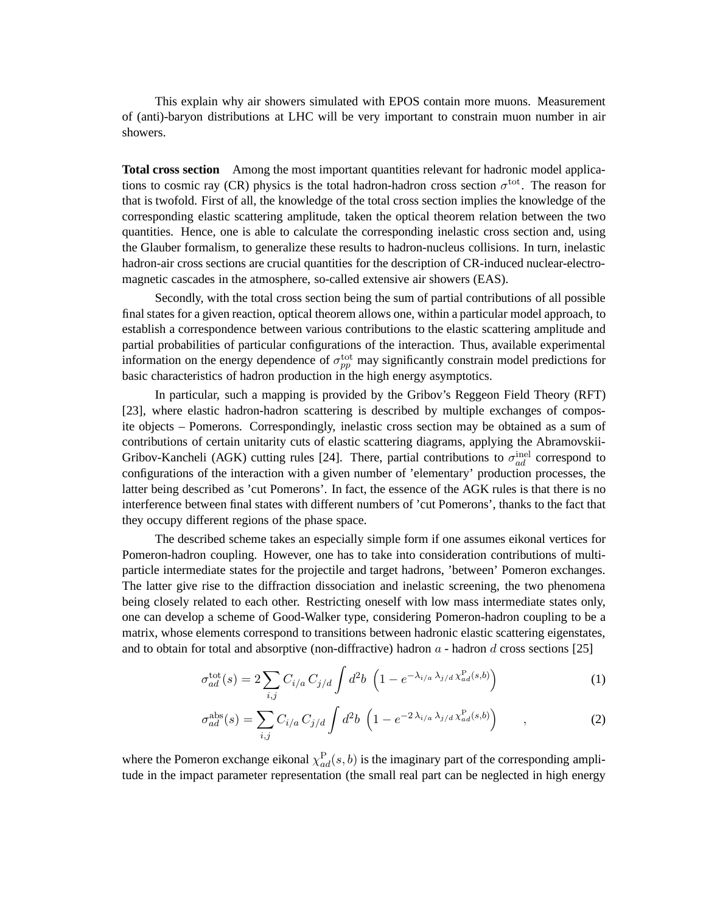This explain why air showers simulated with EPOS contain more muons. Measurement of (anti)-baryon distributions at LHC will be very important to constrain muon number in air showers.

**Total cross section** Among the most important quantities relevant for hadronic model applications to cosmic ray (CR) physics is the total hadron-hadron cross section $\sigma^{\rm tot}$. The reason for that is twofold. First of all, the knowledge of the total cross section implies the knowledge of the corresponding elastic scattering amplitude, taken the optical theorem relation between the two quantities. Hence, one is able to calculate the corresponding inelastic cross section and, using the Glauber formalism, to generalize these results to hadron-nucleus collisions. In turn, inelastic hadron-air cross sections are crucial quantities for the description of CR-induced nuclear-electro-magnetic cascades in the atmosphere, so-called extensive air showers (EAS).

Secondly, with the total cross section being the sum of partial contributions of all possible final states for a given reaction, optical theorem allows one, within a particular model approach, to establish a correspondence between various contributions to the elastic scattering amplitude and partial probabilities of particular configurations of the interaction. Thus, available experimental information on the energy dependence of $\sigma_{pp}^{\rm tot}$ may significantly constrain model predictions for basic characteristics of hadron production in the high energy asymptotics.

In particular, such a mapping is provided by the Gribov's Reggeon Field Theory (RFT) [23], where elastic hadron-hadron scattering is described by multiple exchanges of composite objects – Pomerons. Correspondingly, inelastic cross section may be obtained as a sum of contributions of certain unitarity cuts of elastic scattering diagrams, applying the Abramovskii-Gribov-Kancheli (AGK) cutting rules [24]. There, partial contributions to $\sigma_{ad}^{\rm inel}$ correspond to configurations of the interaction with a given number of 'elementary' production processes, the latter being described as 'cut Pomerons'. In fact, the essence of the AGK rules is that there is no interference between final states with different numbers of 'cut Pomerons', thanks to the fact that they occupy different regions of the phase space.

The described scheme takes an especially simple form if one assumes eikonal vertices for Pomeron-hadron coupling. However, one has to take into consideration contributions of multi-particle intermediate states for the projectile and target hadrons, 'between' Pomeron exchanges. The latter give rise to the diffraction dissociation and inelastic screening, the two phenomena being closely related to each other. Restricting oneself with low mass intermediate states only, one can develop a scheme of Good-Walker type, considering Pomeron-hadron coupling to be a matrix, whose elements correspond to transitions between hadronic elastic scattering eigenstates, and to obtain for total and absorptive (non-diffractive) hadron $a$ - hadron $d$ cross sections [25]

$$\sigma_{ad}^{\rm tot}(s) = 2\sum_{i,j} C_{i/a}\, C_{j/d} \int d^2b\, \left(1 - e^{-\lambda_{i/a}\,\lambda_{j/d}\,\chi_{ad}^{\rm P}(s,b)}\right) \tag{1}$$

$$\sigma_{ad}^{\rm abs}(s) = \sum_{i,j} C_{i/a}\, C_{j/d} \int d^2b\, \left(1 - e^{-2\,\lambda_{i/a}\,\lambda_{j/d}\,\chi_{ad}^{\rm P}(s,b)}\right) \quad , \tag{2}$$

where the Pomeron exchange eikonal $\chi_{ad}^{\rm P}(s,b)$ is the imaginary part of the corresponding amplitude in the impact parameter representation (the small real part can be neglected in high energy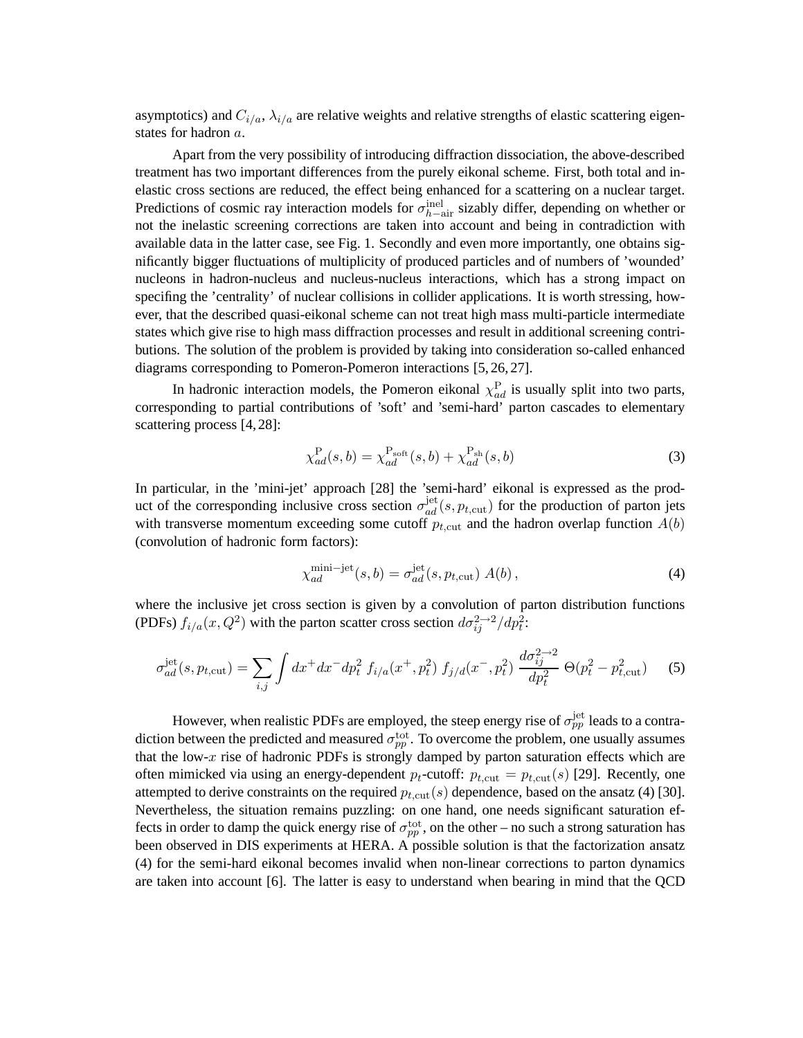asymptotics) and $C_{i/a}$, $\lambda_{i/a}$ are relative weights and relative strengths of elastic scattering eigenstates for hadron $a$.

Apart from the very possibility of introducing diffraction dissociation, the above-described treatment has two important differences from the purely eikonal scheme. First, both total and inelastic cross sections are reduced, the effect being enhanced for a scattering on a nuclear target. Predictions of cosmic ray interaction models for $\sigma^{\rm inel}_{h-{\rm air}}$ sizably differ, depending on whether or not the inelastic screening corrections are taken into account and being in contradiction with available data in the latter case, see Fig. 1. Secondly and even more importantly, one obtains significantly bigger fluctuations of multiplicity of produced particles and of numbers of 'wounded' nucleons in hadron-nucleus and nucleus-nucleus interactions, which has a strong impact on specifing the 'centrality' of nuclear collisions in collider applications. It is worth stressing, however, that the described quasi-eikonal scheme can not treat high mass multi-particle intermediate states which give rise to high mass diffraction processes and result in additional screening contributions. The solution of the problem is provided by taking into consideration so-called enhanced diagrams corresponding to Pomeron-Pomeron interactions [5, 26, 27].

In hadronic interaction models, the Pomeron eikonal $\chi^{\rm P}_{ad}$ is usually split into two parts, corresponding to partial contributions of 'soft' and 'semi-hard' parton cascades to elementary scattering process [4, 28]:

$$\chi^{\rm P}_{ad}(s,b) = \chi^{\rm P_{soft}}_{ad}(s,b) + \chi^{\rm P_{sh}}_{ad}(s,b) \tag{3}$$

In particular, in the 'mini-jet' approach [28] the 'semi-hard' eikonal is expressed as the product of the corresponding inclusive cross section $\sigma^{\rm jet}_{ad}(s, p_{t,{\rm cut}})$ for the production of parton jets with transverse momentum exceeding some cutoff $p_{t,{\rm cut}}$ and the hadron overlap function $A(b)$ (convolution of hadronic form factors):

$$\chi^{\rm mini-jet}_{ad}(s,b) = \sigma^{\rm jet}_{ad}(s, p_{t,{\rm cut}})\, A(b)\,, \tag{4}$$

where the inclusive jet cross section is given by a convolution of parton distribution functions (PDFs) $f_{i/a}(x, Q^2)$ with the parton scatter cross section $d\sigma^{2\to 2}_{ij}/dp_t^2$:

$$\sigma^{\rm jet}_{ad}(s, p_{t,{\rm cut}}) = \sum_{i,j} \int dx^+ dx^- dp_t^2\; f_{i/a}(x^+, p_t^2)\; f_{j/d}(x^-, p_t^2)\; \frac{d\sigma^{2\to 2}_{ij}}{dp_t^2}\; \Theta(p_t^2 - p_{t,{\rm cut}}^2) \tag{5}$$

However, when realistic PDFs are employed, the steep energy rise of $\sigma^{\rm jet}_{pp}$ leads to a contradiction between the predicted and measured $\sigma^{\rm tot}_{pp}$. To overcome the problem, one usually assumes that the low-$x$ rise of hadronic PDFs is strongly damped by parton saturation effects which are often mimicked via using an energy-dependent $p_t$-cutoff: $p_{t,{\rm cut}} = p_{t,{\rm cut}}(s)$ [29]. Recently, one attempted to derive constraints on the required $p_{t,{\rm cut}}(s)$ dependence, based on the ansatz (4) [30]. Nevertheless, the situation remains puzzling: on one hand, one needs significant saturation effects in order to damp the quick energy rise of $\sigma^{\rm tot}_{pp}$, on the other – no such a strong saturation has been observed in DIS experiments at HERA. A possible solution is that the factorization ansatz (4) for the semi-hard eikonal becomes invalid when non-linear corrections to parton dynamics are taken into account [6]. The latter is easy to understand when bearing in mind that the QCD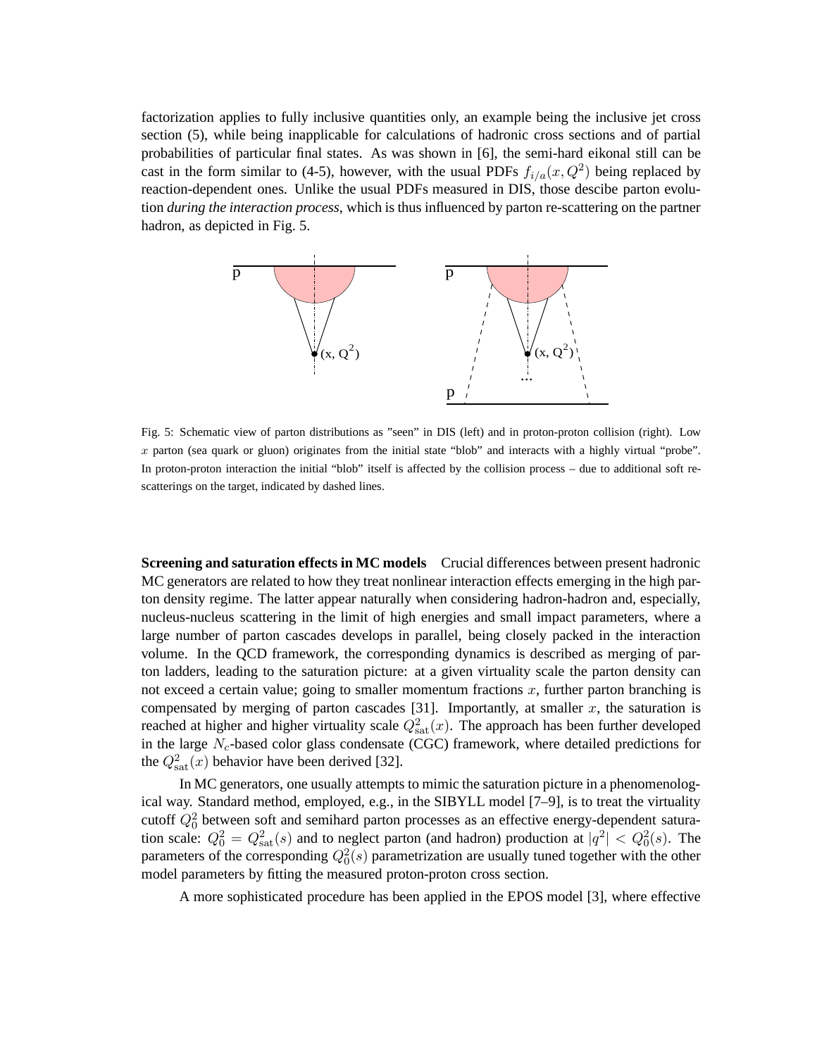factorization applies to fully inclusive quantities only, an example being the inclusive jet cross section (5), while being inapplicable for calculations of hadronic cross sections and of partial probabilities of particular final states. As was shown in [6], the semi-hard eikonal still can be cast in the form similar to (4-5), however, with the usual PDFs $f_{i/a}(x, Q^2)$ being replaced by reaction-dependent ones. Unlike the usual PDFs measured in DIS, those descibe parton evolution *during the interaction process*, which is thus influenced by parton re-scattering on the partner hadron, as depicted in Fig. 5.

Fig. 5: Schematic view of parton distributions as "seen" in DIS (left) and in proton-proton collision (right). Low $x$ parton (sea quark or gluon) originates from the initial state "blob" and interacts with a highly virtual "probe". In proton-proton interaction the initial "blob" itself is affected by the collision process – due to additional soft re-scatterings on the target, indicated by dashed lines.

**Screening and saturation effects in MC models** Crucial differences between present hadronic MC generators are related to how they treat nonlinear interaction effects emerging in the high parton density regime. The latter appear naturally when considering hadron-hadron and, especially, nucleus-nucleus scattering in the limit of high energies and small impact parameters, where a large number of parton cascades develops in parallel, being closely packed in the interaction volume. In the QCD framework, the corresponding dynamics is described as merging of parton ladders, leading to the saturation picture: at a given virtuality scale the parton density can not exceed a certain value; going to smaller momentum fractions $x$, further parton branching is compensated by merging of parton cascades [31]. Importantly, at smaller $x$, the saturation is reached at higher and higher virtuality scale $Q^2_{\rm sat}(x)$. The approach has been further developed in the large $N_c$-based color glass condensate (CGC) framework, where detailed predictions for the $Q^2_{\rm sat}(x)$ behavior have been derived [32].

In MC generators, one usually attempts to mimic the saturation picture in a phenomenological way. Standard method, employed, e.g., in the SIBYLL model [7–9], is to treat the virtuality cutoff $Q_0^2$ between soft and semihard parton processes as an effective energy-dependent saturation scale: $Q_0^2 = Q^2_{\rm sat}(s)$ and to neglect parton (and hadron) production at $|q^2| < Q_0^2(s)$. The parameters of the corresponding $Q_0^2(s)$ parametrization are usually tuned together with the other model parameters by fitting the measured proton-proton cross section.

A more sophisticated procedure has been applied in the EPOS model [3], where effective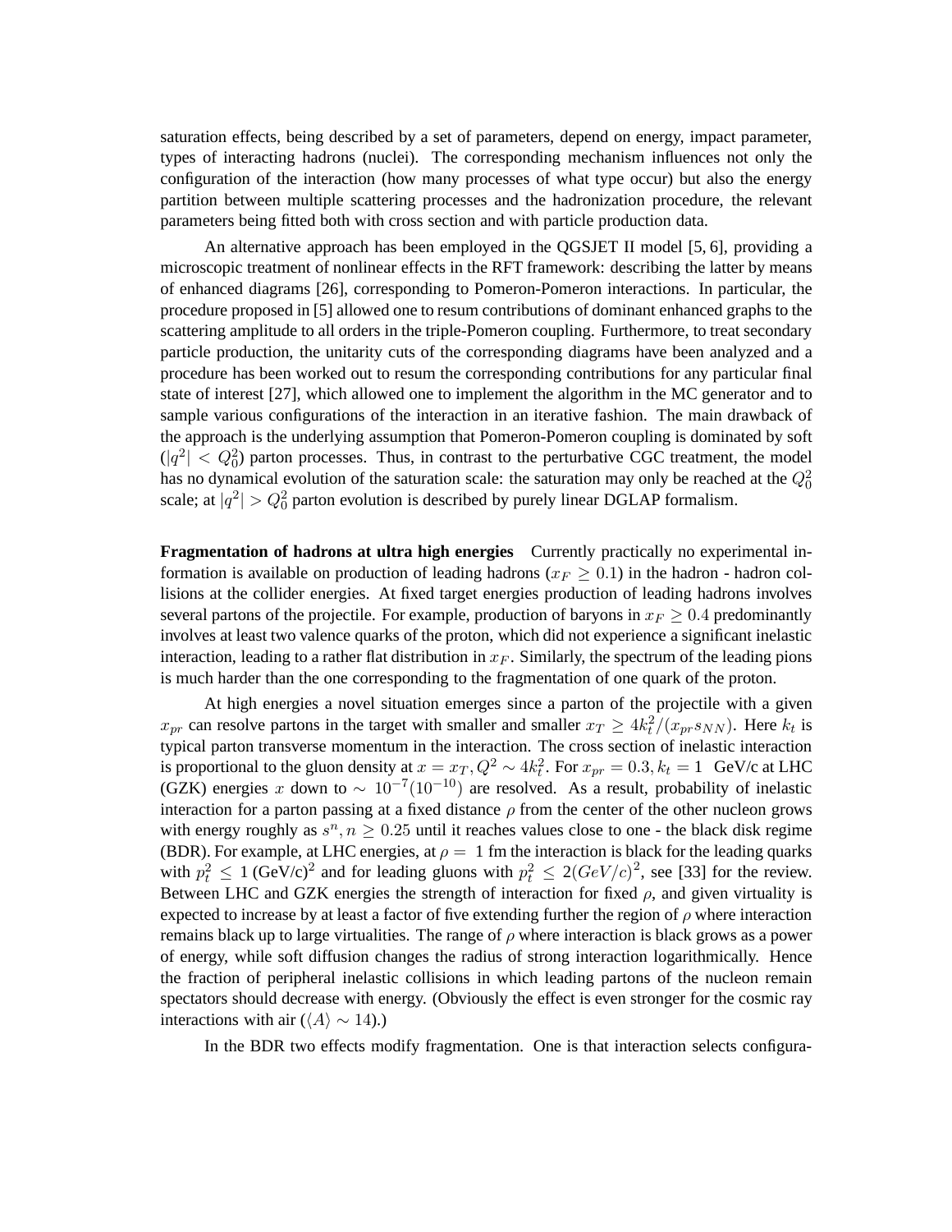saturation effects, being described by a set of parameters, depend on energy, impact parameter, types of interacting hadrons (nuclei). The corresponding mechanism influences not only the configuration of the interaction (how many processes of what type occur) but also the energy partition between multiple scattering processes and the hadronization procedure, the relevant parameters being fitted both with cross section and with particle production data.

An alternative approach has been employed in the QGSJET II model [5, 6], providing a microscopic treatment of nonlinear effects in the RFT framework: describing the latter by means of enhanced diagrams [26], corresponding to Pomeron-Pomeron interactions. In particular, the procedure proposed in [5] allowed one to resum contributions of dominant enhanced graphs to the scattering amplitude to all orders in the triple-Pomeron coupling. Furthermore, to treat secondary particle production, the unitarity cuts of the corresponding diagrams have been analyzed and a procedure has been worked out to resum the corresponding contributions for any particular final state of interest [27], which allowed one to implement the algorithm in the MC generator and to sample various configurations of the interaction in an iterative fashion. The main drawback of the approach is the underlying assumption that Pomeron-Pomeron coupling is dominated by soft ($|q^2| < Q_0^2$) parton processes. Thus, in contrast to the perturbative CGC treatment, the model has no dynamical evolution of the saturation scale: the saturation may only be reached at the $Q_0^2$ scale; at $|q^2| > Q_0^2$ parton evolution is described by purely linear DGLAP formalism.

**Fragmentation of hadrons at ultra high energies** Currently practically no experimental information is available on production of leading hadrons ($x_F \geq 0.1$) in the hadron - hadron collisions at the collider energies. At fixed target energies production of leading hadrons involves several partons of the projectile. For example, production of baryons in $x_F \geq 0.4$ predominantly involves at least two valence quarks of the proton, which did not experience a significant inelastic interaction, leading to a rather flat distribution in $x_F$. Similarly, the spectrum of the leading pions is much harder than the one corresponding to the fragmentation of one quark of the proton.

At high energies a novel situation emerges since a parton of the projectile with a given $x_{pr}$ can resolve partons in the target with smaller and smaller $x_T \geq 4k_t^2/(x_{pr}s_{NN})$. Here $k_t$ is typical parton transverse momentum in the interaction. The cross section of inelastic interaction is proportional to the gluon density at $x = x_T, Q^2 \sim 4k_t^2$. For $x_{pr} = 0.3, k_t = 1$ GeV/c at LHC (GZK) energies $x$ down to $\sim 10^{-7}(10^{-10})$ are resolved. As a result, probability of inelastic interaction for a parton passing at a fixed distance $\rho$ from the center of the other nucleon grows with energy roughly as $s^n, n \geq 0.25$ until it reaches values close to one - the black disk regime (BDR). For example, at LHC energies, at $\rho =$ 1 fm the interaction is black for the leading quarks with $p_t^2 \leq 1$ (GeV/c)$^2$ and for leading gluons with $p_t^2 \leq 2(GeV/c)^2$, see [33] for the review. Between LHC and GZK energies the strength of interaction for fixed $\rho$, and given virtuality is expected to increase by at least a factor of five extending further the region of $\rho$ where interaction remains black up to large virtualities. The range of $\rho$ where interaction is black grows as a power of energy, while soft diffusion changes the radius of strong interaction logarithmically. Hence the fraction of peripheral inelastic collisions in which leading partons of the nucleon remain spectators should decrease with energy. (Obviously the effect is even stronger for the cosmic ray interactions with air ($\langle A \rangle \sim 14$).)

In the BDR two effects modify fragmentation. One is that interaction selects configura-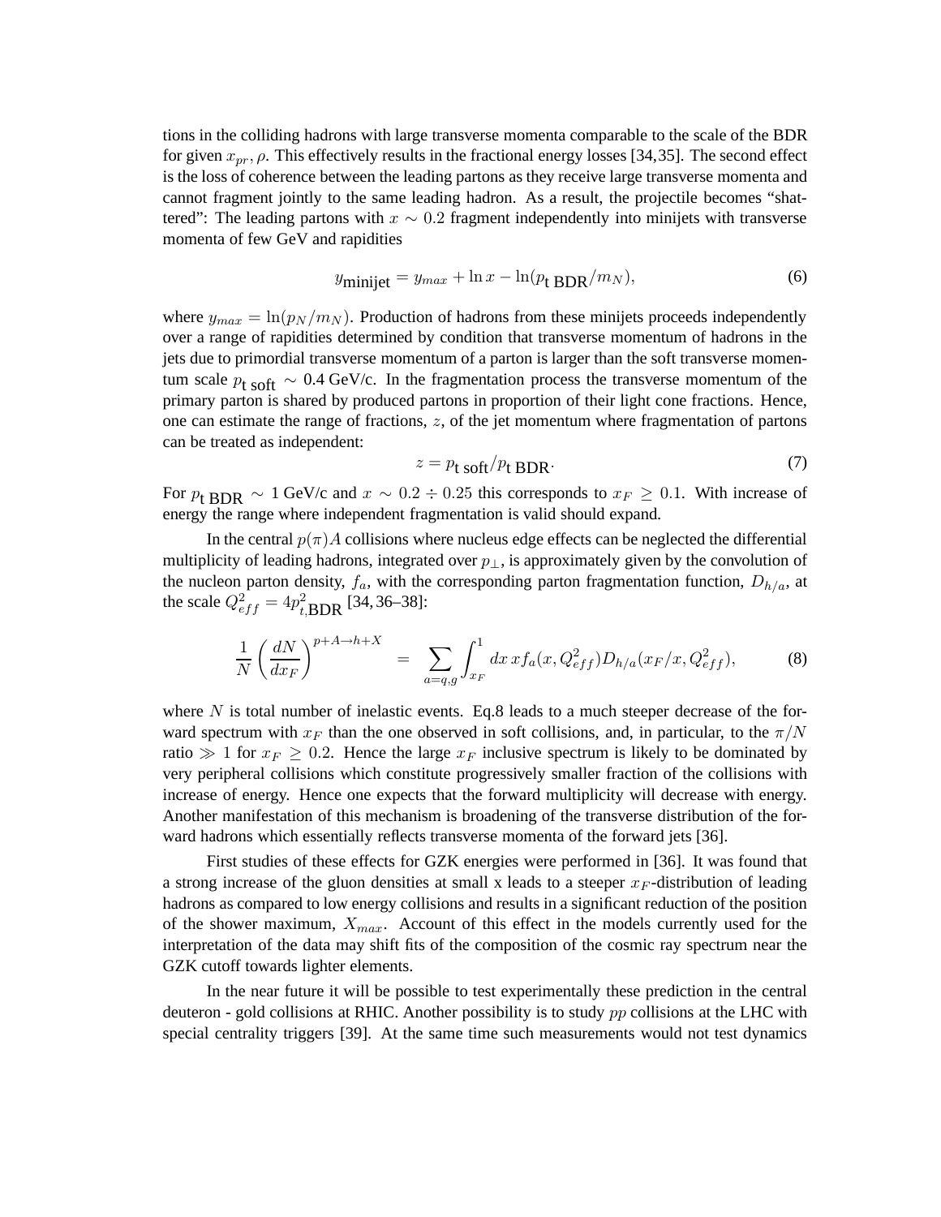tions in the colliding hadrons with large transverse momenta comparable to the scale of the BDR for given $x_{pr}, \rho$. This effectively results in the fractional energy losses [34,35]. The second effect is the loss of coherence between the leading partons as they receive large transverse momenta and cannot fragment jointly to the same leading hadron. As a result, the projectile becomes "shattered": The leading partons with $x \sim 0.2$ fragment independently into minijets with transverse momenta of few GeV and rapidities

$$y_{\text{minijet}} = y_{max} + \ln x - \ln(p_{\text{t BDR}}/m_N), \tag{6}$$

where $y_{max} = \ln(p_N/m_N)$. Production of hadrons from these minijets proceeds independently over a range of rapidities determined by condition that transverse momentum of hadrons in the jets due to primordial transverse momentum of a parton is larger than the soft transverse momentum scale $p_{\text{t soft}} \sim$ 0.4 GeV/c. In the fragmentation process the transverse momentum of the primary parton is shared by produced partons in proportion of their light cone fractions. Hence, one can estimate the range of fractions, $z$, of the jet momentum where fragmentation of partons can be treated as independent:

$$z = p_{\text{t soft}}/p_{\text{t BDR}}. \tag{7}$$

For $p_{\text{t BDR}} \sim$ 1 GeV/c and $x \sim 0.2 \div 0.25$ this corresponds to $x_F \geq 0.1$. With increase of energy the range where independent fragmentation is valid should expand.

In the central $p(\pi)A$ collisions where nucleus edge effects can be neglected the differential multiplicity of leading hadrons, integrated over $p_\perp$, is approximately given by the convolution of the nucleon parton density, $f_a$, with the corresponding parton fragmentation function, $D_{h/a}$, at the scale $Q^2_{eff} = 4p^2_{t,\text{BDR}}$ [34, 36–38]:

$$\frac{1}{N}\left(\frac{dN}{dx_F}\right)^{p+A\to h+X} = \sum_{a=q,g}\int_{x_F}^{1} dx\, x f_a(x, Q^2_{eff}) D_{h/a}(x_F/x, Q^2_{eff}), \tag{8}$$

where $N$ is total number of inelastic events. Eq.8 leads to a much steeper decrease of the forward spectrum with $x_F$ than the one observed in soft collisions, and, in particular, to the $\pi/N$ ratio $\gg 1$ for $x_F \geq 0.2$. Hence the large $x_F$ inclusive spectrum is likely to be dominated by very peripheral collisions which constitute progressively smaller fraction of the collisions with increase of energy. Hence one expects that the forward multiplicity will decrease with energy. Another manifestation of this mechanism is broadening of the transverse distribution of the forward hadrons which essentially reflects transverse momenta of the forward jets [36].

First studies of these effects for GZK energies were performed in [36]. It was found that a strong increase of the gluon densities at small x leads to a steeper $x_F$-distribution of leading hadrons as compared to low energy collisions and results in a significant reduction of the position of the shower maximum, $X_{max}$. Account of this effect in the models currently used for the interpretation of the data may shift fits of the composition of the cosmic ray spectrum near the GZK cutoff towards lighter elements.

In the near future it will be possible to test experimentally these prediction in the central deuteron - gold collisions at RHIC. Another possibility is to study $pp$ collisions at the LHC with special centrality triggers [39]. At the same time such measurements would not test dynamics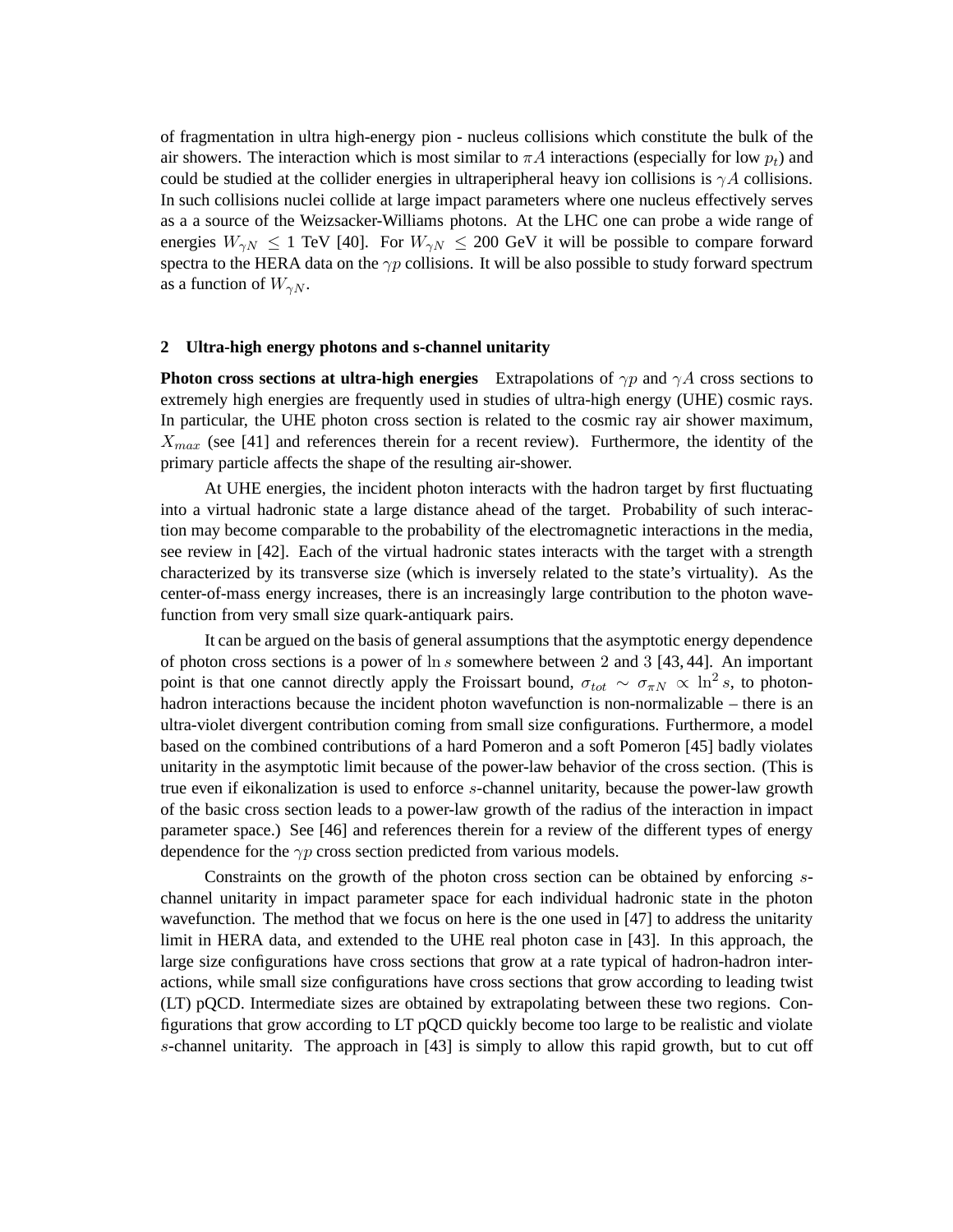of fragmentation in ultra high-energy pion - nucleus collisions which constitute the bulk of the air showers. The interaction which is most similar to $\pi A$ interactions (especially for low $p_t$) and could be studied at the collider energies in ultraperipheral heavy ion collisions is $\gamma A$ collisions. In such collisions nuclei collide at large impact parameters where one nucleus effectively serves as a a source of the Weizsacker-Williams photons. At the LHC one can probe a wide range of energies $W_{\gamma N} \leq 1$ TeV [40]. For $W_{\gamma N} \leq 200$ GeV it will be possible to compare forward spectra to the HERA data on the $\gamma p$ collisions. It will be also possible to study forward spectrum as a function of $W_{\gamma N}$.

## 2 Ultra-high energy photons and s-channel unitarity

**Photon cross sections at ultra-high energies** Extrapolations of $\gamma p$ and $\gamma A$ cross sections to extremely high energies are frequently used in studies of ultra-high energy (UHE) cosmic rays. In particular, the UHE photon cross section is related to the cosmic ray air shower maximum, $X_{max}$ (see [41] and references therein for a recent review). Furthermore, the identity of the primary particle affects the shape of the resulting air-shower.

At UHE energies, the incident photon interacts with the hadron target by first fluctuating into a virtual hadronic state a large distance ahead of the target. Probability of such interaction may become comparable to the probability of the electromagnetic interactions in the media, see review in [42]. Each of the virtual hadronic states interacts with the target with a strength characterized by its transverse size (which is inversely related to the state's virtuality). As the center-of-mass energy increases, there is an increasingly large contribution to the photon wavefunction from very small size quark-antiquark pairs.

It can be argued on the basis of general assumptions that the asymptotic energy dependence of photon cross sections is a power of $\ln s$ somewhere between 2 and 3 [43, 44]. An important point is that one cannot directly apply the Froissart bound, $\sigma_{tot} \sim \sigma_{\pi N} \propto \ln^2 s$, to photon-hadron interactions because the incident photon wavefunction is non-normalizable – there is an ultra-violet divergent contribution coming from small size configurations. Furthermore, a model based on the combined contributions of a hard Pomeron and a soft Pomeron [45] badly violates unitarity in the asymptotic limit because of the power-law behavior of the cross section. (This is true even if eikonalization is used to enforce $s$-channel unitarity, because the power-law growth of the basic cross section leads to a power-law growth of the radius of the interaction in impact parameter space.) See [46] and references therein for a review of the different types of energy dependence for the $\gamma p$ cross section predicted from various models.

Constraints on the growth of the photon cross section can be obtained by enforcing $s$-channel unitarity in impact parameter space for each individual hadronic state in the photon wavefunction. The method that we focus on here is the one used in [47] to address the unitarity limit in HERA data, and extended to the UHE real photon case in [43]. In this approach, the large size configurations have cross sections that grow at a rate typical of hadron-hadron interactions, while small size configurations have cross sections that grow according to leading twist (LT) pQCD. Intermediate sizes are obtained by extrapolating between these two regions. Configurations that grow according to LT pQCD quickly become too large to be realistic and violate $s$-channel unitarity. The approach in [43] is simply to allow this rapid growth, but to cut off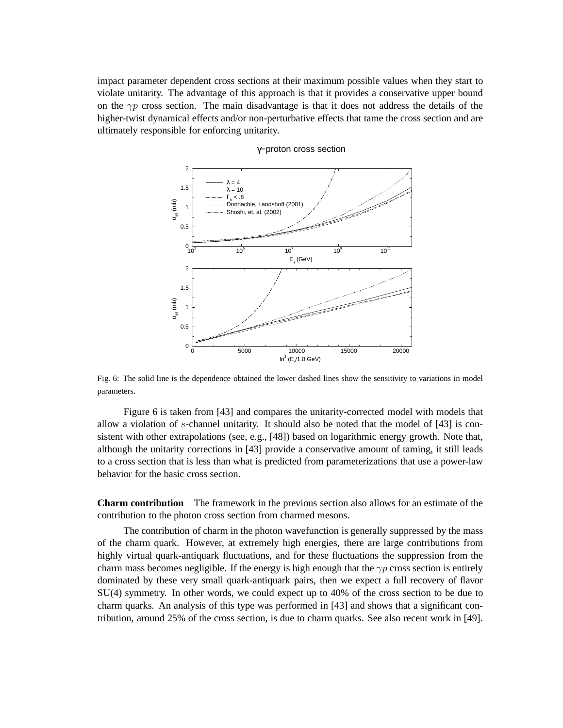impact parameter dependent cross sections at their maximum possible values when they start to violate unitarity. The advantage of this approach is that it provides a conservative upper bound on the $\gamma p$ cross section. The main disadvantage is that it does not address the details of the higher-twist dynamical effects and/or non-perturbative effects that tame the cross section and are ultimately responsible for enforcing unitarity.

Fig. 6: The solid line is the dependence obtained the lower dashed lines show the sensitivity to variations in model parameters.

Figure 6 is taken from [43] and compares the unitarity-corrected model with models that allow a violation of $s$-channel unitarity. It should also be noted that the model of [43] is consistent with other extrapolations (see, e.g., [48]) based on logarithmic energy growth. Note that, although the unitarity corrections in [43] provide a conservative amount of taming, it still leads to a cross section that is less than what is predicted from parameterizations that use a power-law behavior for the basic cross section.

**Charm contribution** The framework in the previous section also allows for an estimate of the contribution to the photon cross section from charmed mesons.

The contribution of charm in the photon wavefunction is generally suppressed by the mass of the charm quark. However, at extremely high energies, there are large contributions from highly virtual quark-antiquark fluctuations, and for these fluctuations the suppression from the charm mass becomes negligible. If the energy is high enough that the $\gamma p$ cross section is entirely dominated by these very small quark-antiquark pairs, then we expect a full recovery of flavor SU(4) symmetry. In other words, we could expect up to 40% of the cross section to be due to charm quarks. An analysis of this type was performed in [43] and shows that a significant contribution, around 25% of the cross section, is due to charm quarks. See also recent work in [49].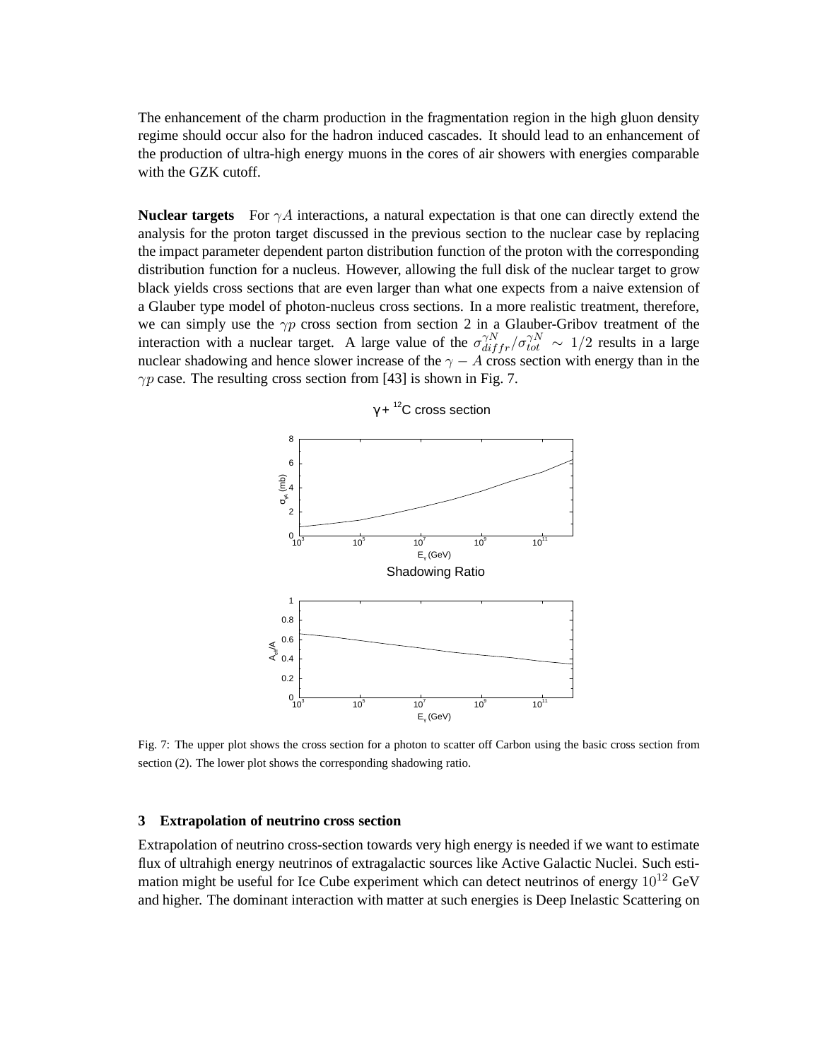The enhancement of the charm production in the fragmentation region in the high gluon density regime should occur also for the hadron induced cascades. It should lead to an enhancement of the production of ultra-high energy muons in the cores of air showers with energies comparable with the GZK cutoff.

**Nuclear targets** For $\gamma A$ interactions, a natural expectation is that one can directly extend the analysis for the proton target discussed in the previous section to the nuclear case by replacing the impact parameter dependent parton distribution function of the proton with the corresponding distribution function for a nucleus. However, allowing the full disk of the nuclear target to grow black yields cross sections that are even larger than what one expects from a naive extension of a Glauber type model of photon-nucleus cross sections. In a more realistic treatment, therefore, we can simply use the $\gamma p$ cross section from section 2 in a Glauber-Gribov treatment of the interaction with a nuclear target. A large value of the $\sigma^{\gamma N}_{diffr}/\sigma^{\gamma N}_{tot} \sim 1/2$ results in a large nuclear shadowing and hence slower increase of the $\gamma - A$ cross section with energy than in the $\gamma p$ case. The resulting cross section from [43] is shown in Fig. 7.

Fig. 7: The upper plot shows the cross section for a photon to scatter off Carbon using the basic cross section from section (2). The lower plot shows the corresponding shadowing ratio.

## 3 Extrapolation of neutrino cross section

Extrapolation of neutrino cross-section towards very high energy is needed if we want to estimate flux of ultrahigh energy neutrinos of extragalactic sources like Active Galactic Nuclei. Such estimation might be useful for Ice Cube experiment which can detect neutrinos of energy $10^{12}$ GeV and higher. The dominant interaction with matter at such energies is Deep Inelastic Scattering on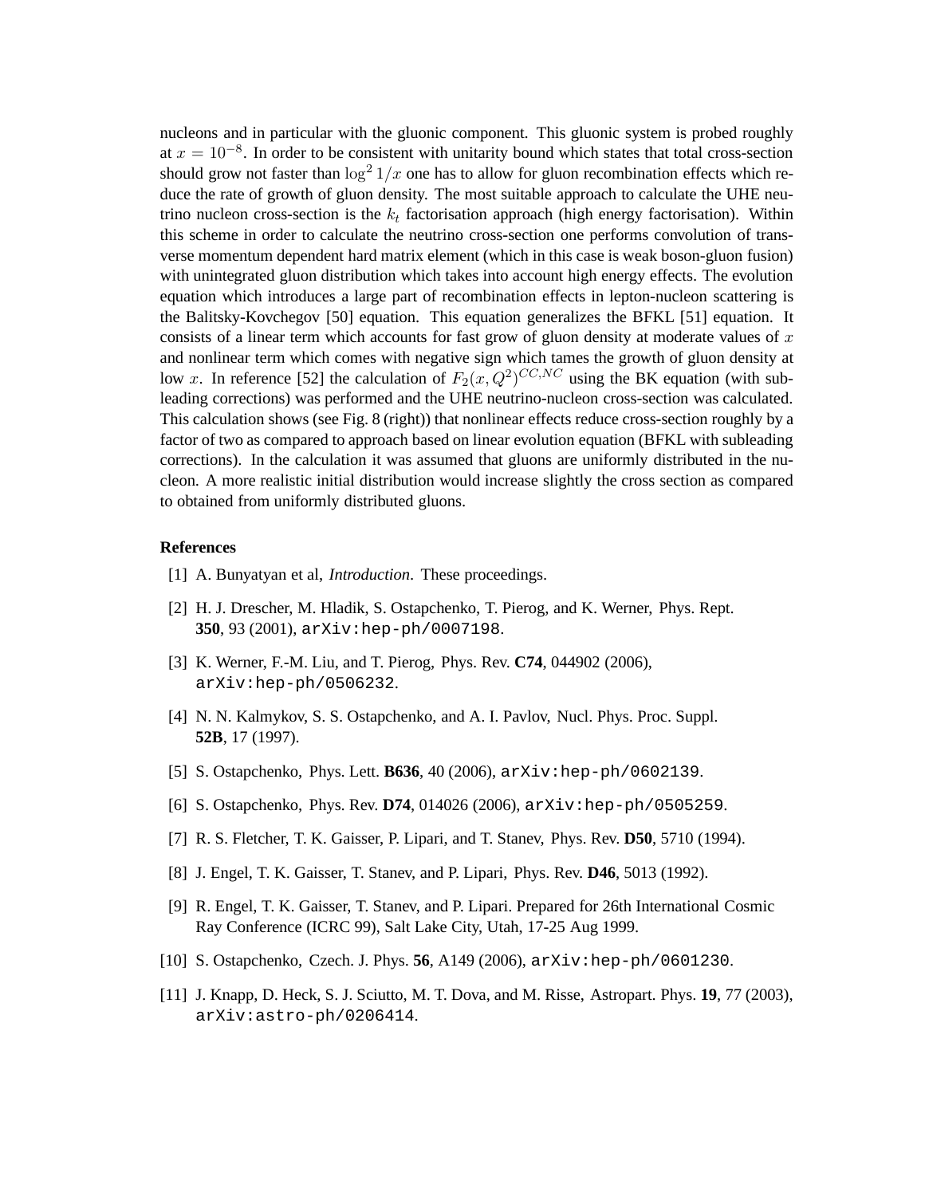nucleons and in particular with the gluonic component. This gluonic system is probed roughly at $x = 10^{-8}$. In order to be consistent with unitarity bound which states that total cross-section should grow not faster than $\log^2 1/x$ one has to allow for gluon recombination effects which reduce the rate of growth of gluon density. The most suitable approach to calculate the UHE neutrino nucleon cross-section is the $k_t$ factorisation approach (high energy factorisation). Within this scheme in order to calculate the neutrino cross-section one performs convolution of transverse momentum dependent hard matrix element (which in this case is weak boson-gluon fusion) with unintegrated gluon distribution which takes into account high energy effects. The evolution equation which introduces a large part of recombination effects in lepton-nucleon scattering is the Balitsky-Kovchegov [50] equation. This equation generalizes the BFKL [51] equation. It consists of a linear term which accounts for fast grow of gluon density at moderate values of $x$ and nonlinear term which comes with negative sign which tames the growth of gluon density at low $x$. In reference [52] the calculation of $F_2(x, Q^2)^{CC,NC}$ using the BK equation (with subleading corrections) was performed and the UHE neutrino-nucleon cross-section was calculated. This calculation shows (see Fig. 8 (right)) that nonlinear effects reduce cross-section roughly by a factor of two as compared to approach based on linear evolution equation (BFKL with subleading corrections). In the calculation it was assumed that gluons are uniformly distributed in the nucleon. A more realistic initial distribution would increase slightly the cross section as compared to obtained from uniformly distributed gluons.

**References**

[1] A. Bunyatyan et al, *Introduction*. These proceedings.

[2] H. J. Drescher, M. Hladik, S. Ostapchenko, T. Pierog, and K. Werner, Phys. Rept. **350**, 93 (2001), arXiv:hep-ph/0007198.

[3] K. Werner, F.-M. Liu, and T. Pierog, Phys. Rev. **C74**, 044902 (2006), arXiv:hep-ph/0506232.

[4] N. N. Kalmykov, S. S. Ostapchenko, and A. I. Pavlov, Nucl. Phys. Proc. Suppl. **52B**, 17 (1997).

[5] S. Ostapchenko, Phys. Lett. **B636**, 40 (2006), arXiv:hep-ph/0602139.

[6] S. Ostapchenko, Phys. Rev. **D74**, 014026 (2006), arXiv:hep-ph/0505259.

[7] R. S. Fletcher, T. K. Gaisser, P. Lipari, and T. Stanev, Phys. Rev. **D50**, 5710 (1994).

[8] J. Engel, T. K. Gaisser, T. Stanev, and P. Lipari, Phys. Rev. **D46**, 5013 (1992).

[9] R. Engel, T. K. Gaisser, T. Stanev, and P. Lipari. Prepared for 26th International Cosmic Ray Conference (ICRC 99), Salt Lake City, Utah, 17-25 Aug 1999.

[10] S. Ostapchenko, Czech. J. Phys. **56**, A149 (2006), arXiv:hep-ph/0601230.

[11] J. Knapp, D. Heck, S. J. Sciutto, M. T. Dova, and M. Risse, Astropart. Phys. **19**, 77 (2003), arXiv:astro-ph/0206414.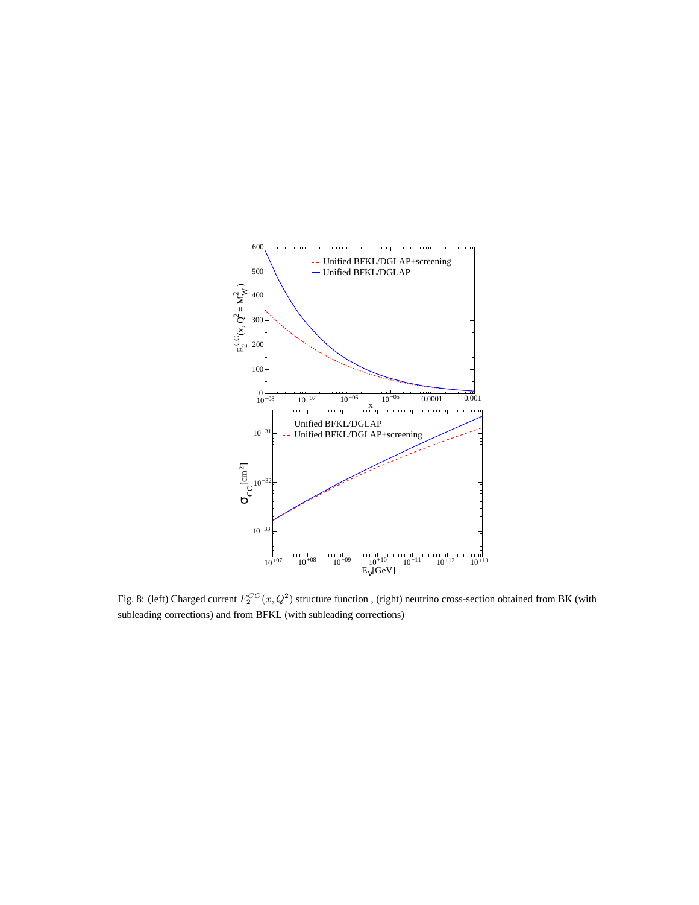Fig. 8: (left) Charged current $F_2^{CC}(x, Q^2)$ structure function , (right) neutrino cross-section obtained from BK (with subleading corrections) and from BFKL (with subleading corrections)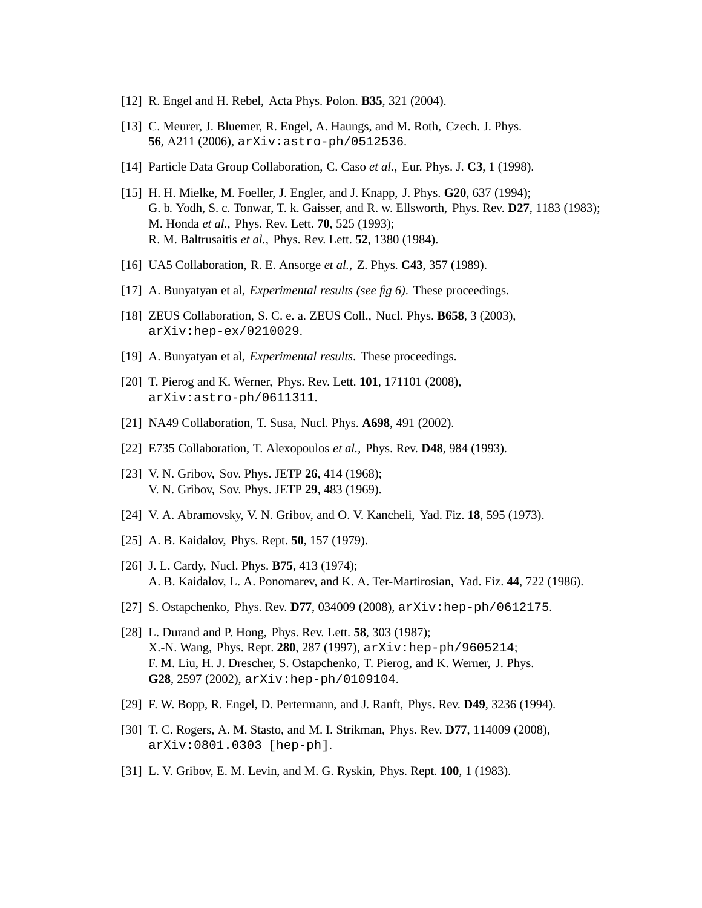[12] R. Engel and H. Rebel, Acta Phys. Polon. **B35**, 321 (2004).

[13] C. Meurer, J. Bluemer, R. Engel, A. Haungs, and M. Roth, Czech. J. Phys. **56**, A211 (2006), `arXiv:astro-ph/0512536`.

[14] Particle Data Group Collaboration, C. Caso *et al.*, Eur. Phys. J. **C3**, 1 (1998).

[15] H. H. Mielke, M. Foeller, J. Engler, and J. Knapp, J. Phys. **G20**, 637 (1994);
G. b. Yodh, S. c. Tonwar, T. k. Gaisser, and R. w. Ellsworth, Phys. Rev. **D27**, 1183 (1983);
M. Honda *et al.*, Phys. Rev. Lett. **70**, 525 (1993);
R. M. Baltrusaitis *et al.*, Phys. Rev. Lett. **52**, 1380 (1984).

[16] UA5 Collaboration, R. E. Ansorge *et al.*, Z. Phys. **C43**, 357 (1989).

[17] A. Bunyatyan et al, *Experimental results (see fig 6)*. These proceedings.

[18] ZEUS Collaboration, S. C. e. a. ZEUS Coll., Nucl. Phys. **B658**, 3 (2003), `arXiv:hep-ex/0210029`.

[19] A. Bunyatyan et al, *Experimental results*. These proceedings.

[20] T. Pierog and K. Werner, Phys. Rev. Lett. **101**, 171101 (2008), `arXiv:astro-ph/0611311`.

[21] NA49 Collaboration, T. Susa, Nucl. Phys. **A698**, 491 (2002).

[22] E735 Collaboration, T. Alexopoulos *et al.*, Phys. Rev. **D48**, 984 (1993).

[23] V. N. Gribov, Sov. Phys. JETP **26**, 414 (1968);
V. N. Gribov, Sov. Phys. JETP **29**, 483 (1969).

[24] V. A. Abramovsky, V. N. Gribov, and O. V. Kancheli, Yad. Fiz. **18**, 595 (1973).

[25] A. B. Kaidalov, Phys. Rept. **50**, 157 (1979).

[26] J. L. Cardy, Nucl. Phys. **B75**, 413 (1974);
A. B. Kaidalov, L. A. Ponomarev, and K. A. Ter-Martirosian, Yad. Fiz. **44**, 722 (1986).

[27] S. Ostapchenko, Phys. Rev. **D77**, 034009 (2008), `arXiv:hep-ph/0612175`.

[28] L. Durand and P. Hong, Phys. Rev. Lett. **58**, 303 (1987);
X.-N. Wang, Phys. Rept. **280**, 287 (1997), `arXiv:hep-ph/9605214`;
F. M. Liu, H. J. Drescher, S. Ostapchenko, T. Pierog, and K. Werner, J. Phys. **G28**, 2597 (2002), `arXiv:hep-ph/0109104`.

[29] F. W. Bopp, R. Engel, D. Pertermann, and J. Ranft, Phys. Rev. **D49**, 3236 (1994).

[30] T. C. Rogers, A. M. Stasto, and M. I. Strikman, Phys. Rev. **D77**, 114009 (2008), `arXiv:0801.0303 [hep-ph]`.

[31] L. V. Gribov, E. M. Levin, and M. G. Ryskin, Phys. Rept. **100**, 1 (1983).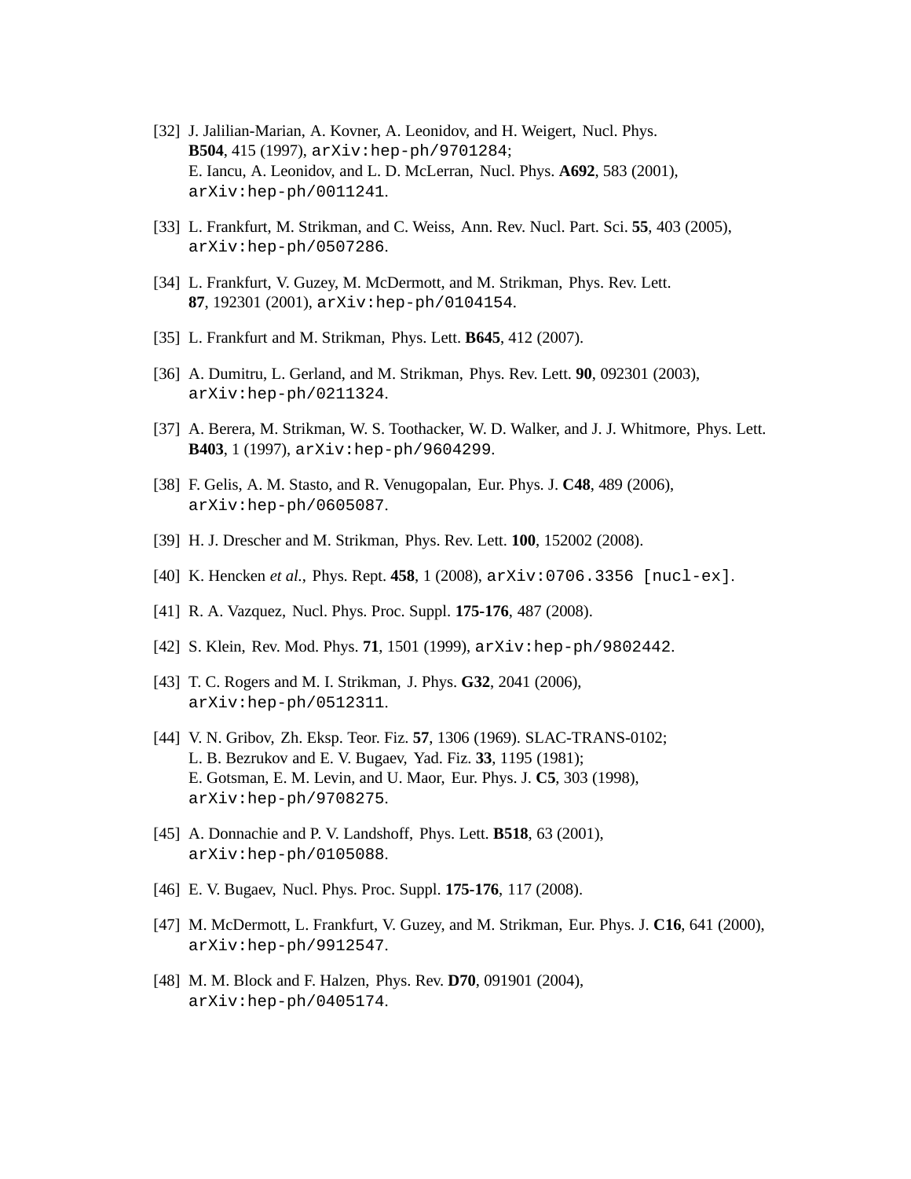[32] J. Jalilian-Marian, A. Kovner, A. Leonidov, and H. Weigert, Nucl. Phys. **B504**, 415 (1997), `arXiv:hep-ph/9701284`;
E. Iancu, A. Leonidov, and L. D. McLerran, Nucl. Phys. **A692**, 583 (2001), `arXiv:hep-ph/0011241`.

[33] L. Frankfurt, M. Strikman, and C. Weiss, Ann. Rev. Nucl. Part. Sci. **55**, 403 (2005), `arXiv:hep-ph/0507286`.

[34] L. Frankfurt, V. Guzey, M. McDermott, and M. Strikman, Phys. Rev. Lett. **87**, 192301 (2001), `arXiv:hep-ph/0104154`.

[35] L. Frankfurt and M. Strikman, Phys. Lett. **B645**, 412 (2007).

[36] A. Dumitru, L. Gerland, and M. Strikman, Phys. Rev. Lett. **90**, 092301 (2003), `arXiv:hep-ph/0211324`.

[37] A. Berera, M. Strikman, W. S. Toothacker, W. D. Walker, and J. J. Whitmore, Phys. Lett. **B403**, 1 (1997), `arXiv:hep-ph/9604299`.

[38] F. Gelis, A. M. Stasto, and R. Venugopalan, Eur. Phys. J. **C48**, 489 (2006), `arXiv:hep-ph/0605087`.

[39] H. J. Drescher and M. Strikman, Phys. Rev. Lett. **100**, 152002 (2008).

[40] K. Hencken *et al.*, Phys. Rept. **458**, 1 (2008), `arXiv:0706.3356 [nucl-ex]`.

[41] R. A. Vazquez, Nucl. Phys. Proc. Suppl. **175-176**, 487 (2008).

[42] S. Klein, Rev. Mod. Phys. **71**, 1501 (1999), `arXiv:hep-ph/9802442`.

[43] T. C. Rogers and M. I. Strikman, J. Phys. **G32**, 2041 (2006), `arXiv:hep-ph/0512311`.

[44] V. N. Gribov, Zh. Eksp. Teor. Fiz. **57**, 1306 (1969). SLAC-TRANS-0102;
L. B. Bezrukov and E. V. Bugaev, Yad. Fiz. **33**, 1195 (1981);
E. Gotsman, E. M. Levin, and U. Maor, Eur. Phys. J. **C5**, 303 (1998), `arXiv:hep-ph/9708275`.

[45] A. Donnachie and P. V. Landshoff, Phys. Lett. **B518**, 63 (2001), `arXiv:hep-ph/0105088`.

[46] E. V. Bugaev, Nucl. Phys. Proc. Suppl. **175-176**, 117 (2008).

[47] M. McDermott, L. Frankfurt, V. Guzey, and M. Strikman, Eur. Phys. J. **C16**, 641 (2000), `arXiv:hep-ph/9912547`.

[48] M. M. Block and F. Halzen, Phys. Rev. **D70**, 091901 (2004), `arXiv:hep-ph/0405174`.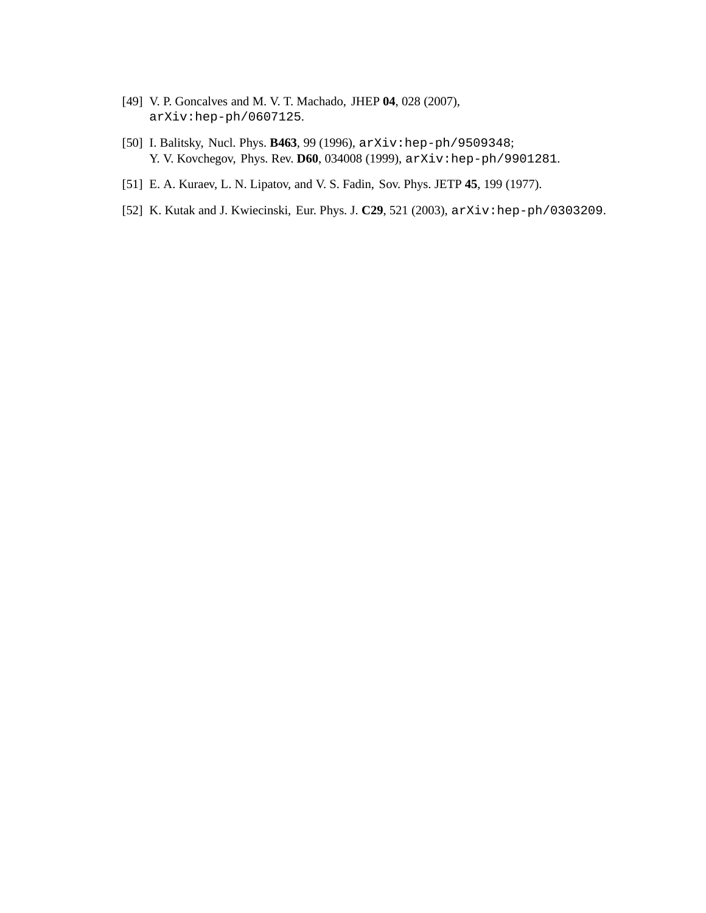[49] V. P. Goncalves and M. V. T. Machado, JHEP **04**, 028 (2007), `arXiv:hep-ph/0607125`.

[50] I. Balitsky, Nucl. Phys. **B463**, 99 (1996), `arXiv:hep-ph/9509348`; Y. V. Kovchegov, Phys. Rev. **D60**, 034008 (1999), `arXiv:hep-ph/9901281`.

[51] E. A. Kuraev, L. N. Lipatov, and V. S. Fadin, Sov. Phys. JETP **45**, 199 (1977).

[52] K. Kutak and J. Kwiecinski, Eur. Phys. J. **C29**, 521 (2003), `arXiv:hep-ph/0303209`.